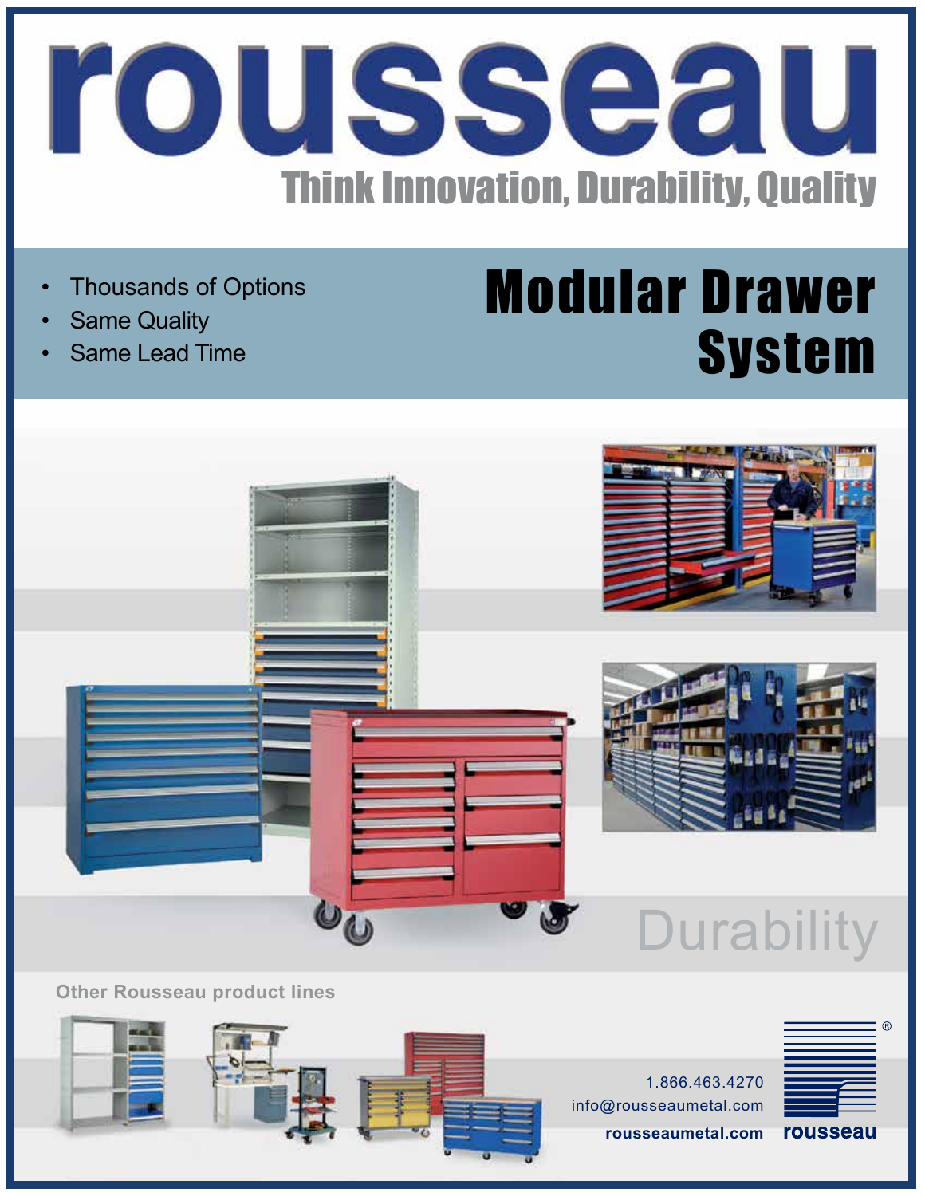# rousseau

## Think Innovation, Durability, Quality

- Thousands of Options
- Same Quality
- Same Lead Time

# Modular Drawer System

Durability

Other Rousseau product lines

1.866.463.4270
info@rousseaumetal.com
**rousseaumetal.com**

rousseau®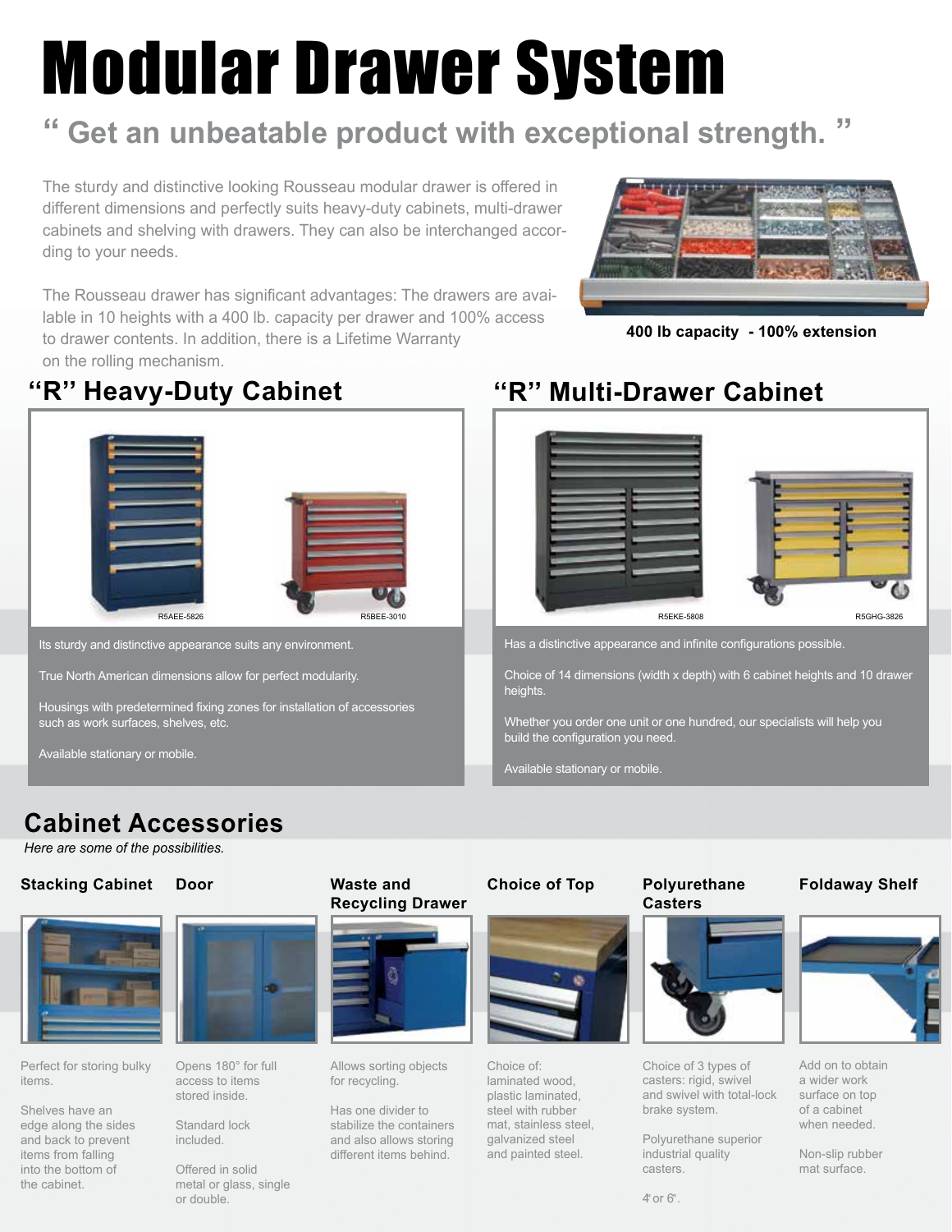# Modular Drawer System

## " Get an unbeatable product with exceptional strength. "

The sturdy and distinctive looking Rousseau modular drawer is offered in different dimensions and perfectly suits heavy-duty cabinets, multi-drawer cabinets and shelving with drawers. They can also be interchanged according to your needs.

The Rousseau drawer has significant advantages: The drawers are available in 10 heights with a 400 lb. capacity per drawer and 100% access to drawer contents. In addition, there is a Lifetime Warranty on the rolling mechanism.

**400 lb capacity - 100% extension**

## "R" Heavy-Duty Cabinet

R5AEE-5826

R5BEE-3010

Its sturdy and distinctive appearance suits any environment.

True North American dimensions allow for perfect modularity.

Housings with predetermined fixing zones for installation of accessories such as work surfaces, shelves, etc.

Available stationary or mobile.

## "R" Multi-Drawer Cabinet

R5EKE-5808

R5GHG-3826

Has a distinctive appearance and infinite configurations possible.

Choice of 14 dimensions (width x depth) with 6 cabinet heights and 10 drawer heights.

Whether you order one unit or one hundred, our specialists will help you build the configuration you need.

Available stationary or mobile.

## Cabinet Accessories

*Here are some of the possibilities.*

### Stacking Cabinet

Perfect for storing bulky items.

Shelves have an edge along the sides and back to prevent items from falling into the bottom of the cabinet.

### Door

Opens 180° for full access to items stored inside.

Standard lock included.

Offered in solid metal or glass, single or double.

### Waste and Recycling Drawer

Allows sorting objects for recycling.

Has one divider to stabilize the containers and also allows storing different items behind.

### Choice of Top

Choice of:
laminated wood,
plastic laminated,
steel with rubber mat, stainless steel,
galvanized steel and painted steel.

### Polyurethane Casters

Choice of 3 types of casters: rigid, swivel and swivel with total-lock brake system.

Polyurethane superior industrial quality casters.

4" or 6".

### Foldaway Shelf

Add on to obtain a wider work surface on top of a cabinet when needed.

Non-slip rubber mat surface.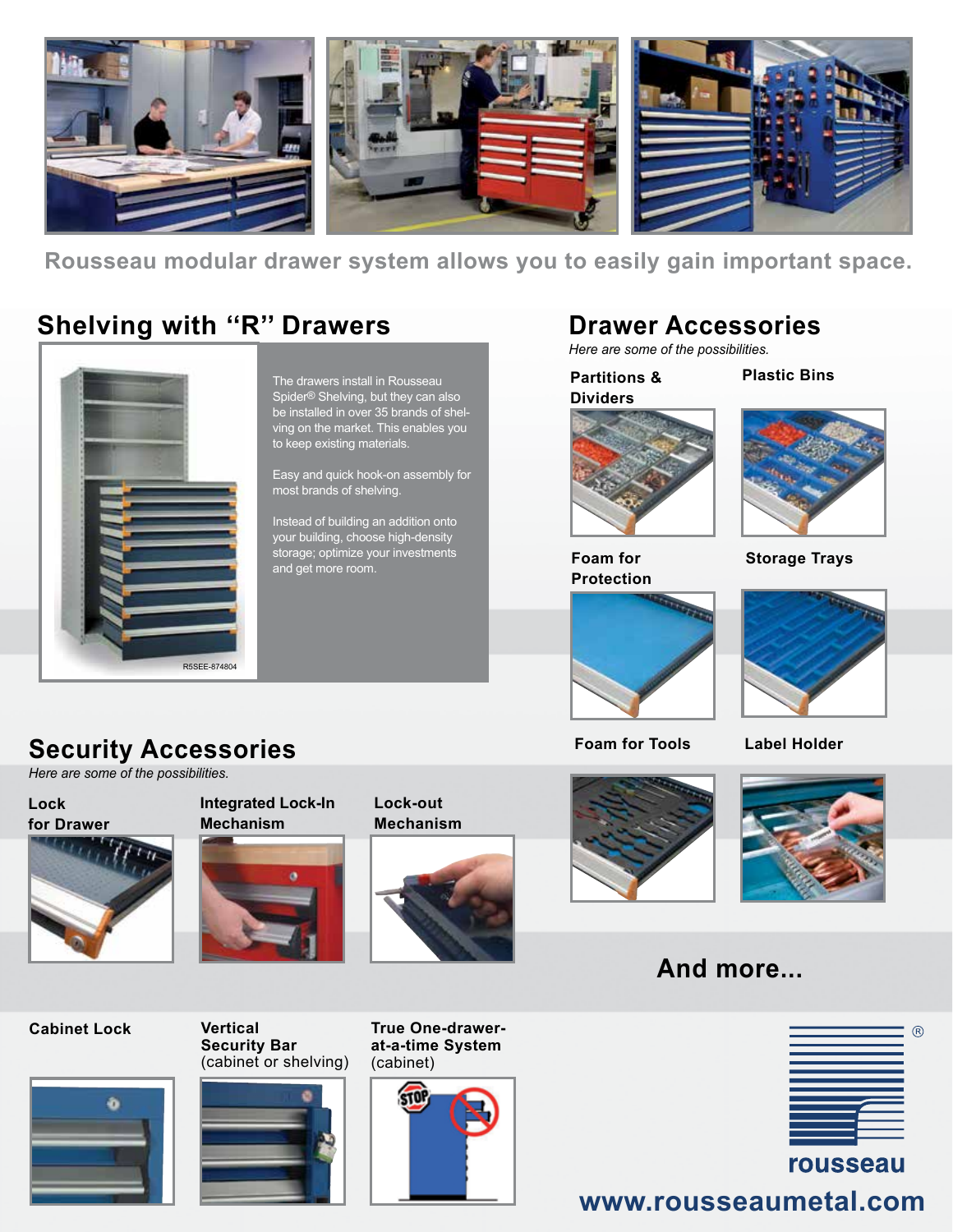Rousseau modular drawer system allows you to easily gain important space.

## Shelving with "R" Drawers

R5SEE-874804

The drawers install in Rousseau Spider® Shelving, but they can also be installed in over 35 brands of shelving on the market. This enables you to keep existing materials.

Easy and quick hook-on assembly for most brands of shelving.

Instead of building an addition onto your building, choose high-density storage; optimize your investments and get more room.

## Drawer Accessories

*Here are some of the possibilities.*

**Partitions & Dividers**

**Plastic Bins**

**Foam for Protection**

**Storage Trays**

**Foam for Tools**

**Label Holder**

## And more...

## Security Accessories

*Here are some of the possibilities.*

**Lock for Drawer**

**Integrated Lock-In Mechanism**

**Lock-out Mechanism**

**Cabinet Lock**

**Vertical Security Bar** (cabinet or shelving)

**True One-drawer-at-a-time System** (cabinet)

rousseau®

www.rousseaumetal.com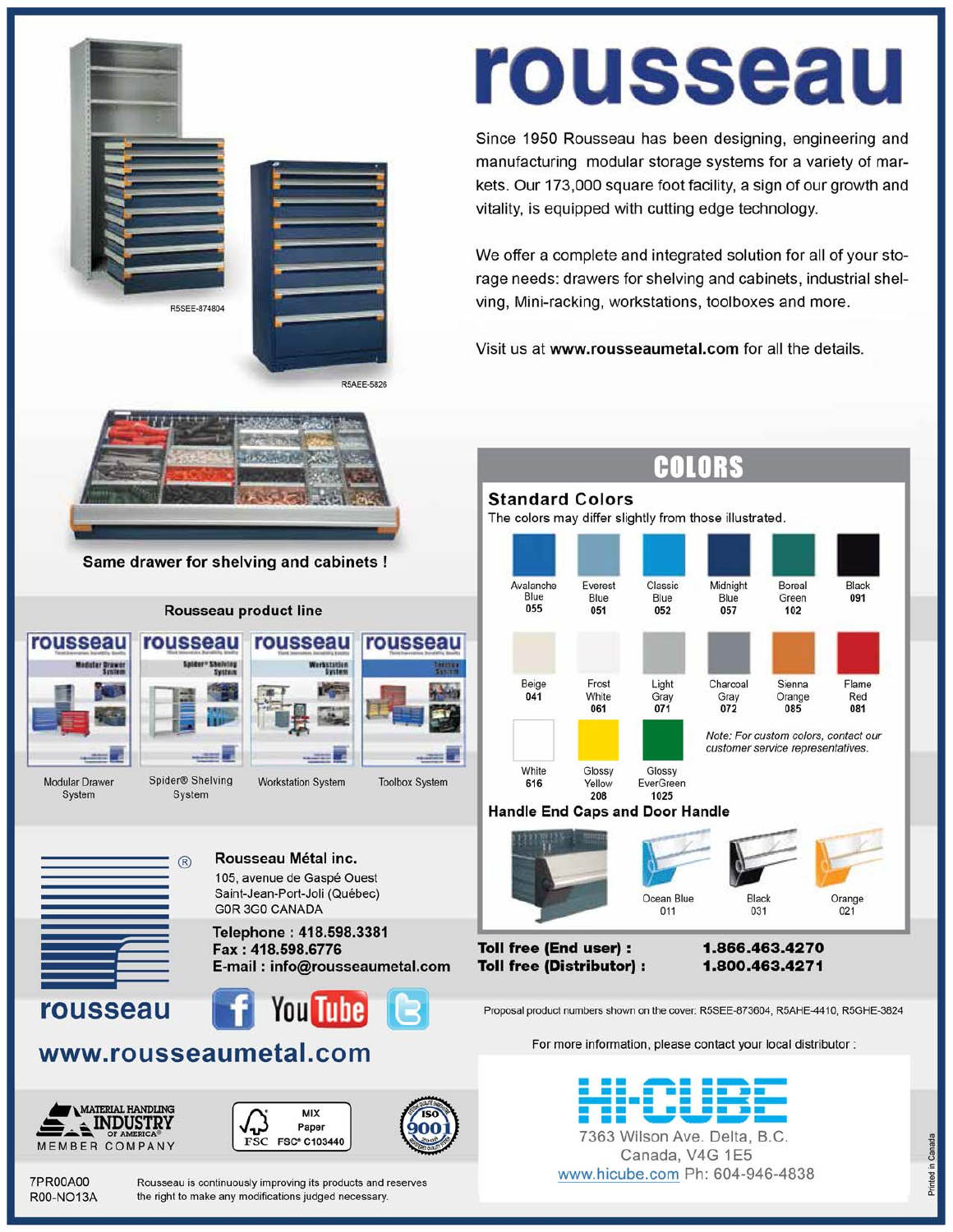# rousseau

Since 1950 Rousseau has been designing, engineering and manufacturing modular storage systems for a variety of markets. Our 173,000 square foot facility, a sign of our growth and vitality, is equipped with cutting edge technology.

We offer a complete and integrated solution for all of your storage needs: drawers for shelving and cabinets, industrial shelving, Mini-racking, workstations, toolboxes and more.

Visit us at **www.rousseaumetal.com** for all the details.

R5SEE-874804

R5AEE-5826

**Same drawer for shelving and cabinets !**

## Rousseau product line

Modular Drawer System

Spider® Shelving System

Workstation System

Toolbox System

## COLORS

### Standard Colors

The colors may differ slightly from those illustrated.

| | | | | | |
|---|---|---|---|---|---|
| Avalanche Blue **055** | Everest Blue **051** | Classic Blue **052** | Midnight Blue **057** | Boreal Green **102** | Black **091** |
| Beige **041** | Frost White **061** | Light Gray **071** | Charcoal Gray **072** | Sienna Orange **085** | Flame Red **081** |
| White **616** | Glossy Yellow **208** | Glossy EverGreen **1025** | | | |

*Note: For custom colors, contact our customer service representatives.*

### Handle End Caps and Door Handle

Ocean Blue 011

Black 031

Orange 021

**Rousseau Métal inc.**
105, avenue de Gaspé Ouest
Saint-Jean-Port-Joli (Québec)
G0R 3G0 CANADA

**Telephone : 418.598.3381**
**Fax : 418.598.6776**
**E-mail : info@rousseaumetal.com**

**Toll free (End user) : 1.866.463.4270**
**Toll free (Distributor) : 1.800.463.4271**

rousseau

**www.rousseaumetal.com**

Proposal product numbers shown on the cover: R5SEE-873604, R5AHE-4410, R5GHE-3824

For more information, please contact your local distributor :

HI-CUBE
7363 Wilson Ave. Delta, B.C.
Canada, V4G 1E5
www.hicube.com Ph: 604-946-4838

MATERIAL HANDLING INDUSTRY OF AMERICA® MEMBER COMPANY

MIX Paper FSC® C103440

ISO 9001

7PR00A00
R00-NO13A

Rousseau is continuously improving its products and reserves the right to make any modifications judged necessary.

Printed in Canada